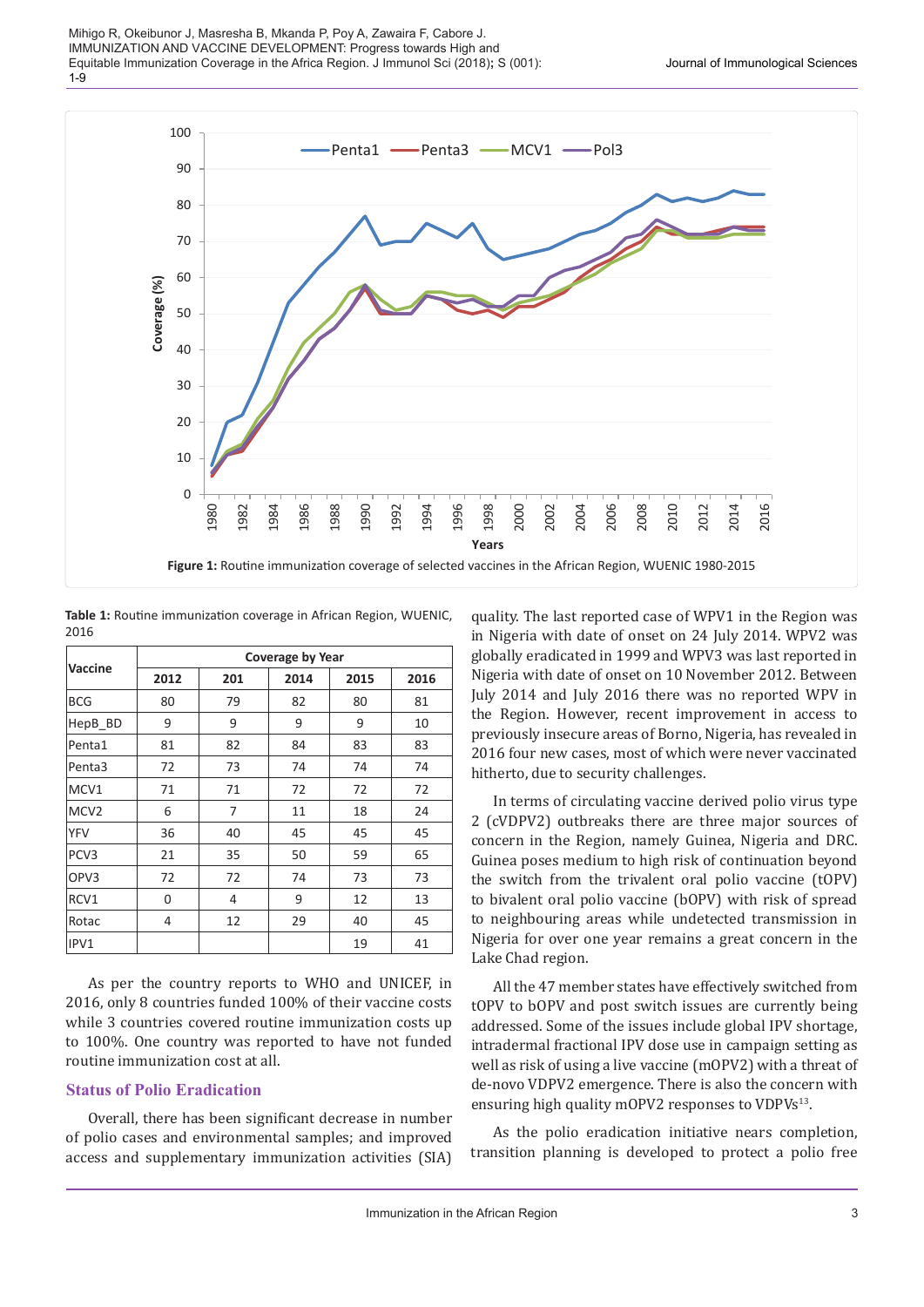**Figure 1:** Routine immunization coverage of selected vaccines in the African Region, WUENIC 1980-2015

**Table 1:** Routine immunization coverage in African Region, WUENIC, 2016

| Vaccine | Coverage by Year | | | | |
|---|---|---|---|---|---|
| | 2012 | 201 | 2014 | 2015 | 2016 |
| BCG | 80 | 79 | 82 | 80 | 81 |
| HepB_BD | 9 | 9 | 9 | 9 | 10 |
| Penta1 | 81 | 82 | 84 | 83 | 83 |
| Penta3 | 72 | 73 | 74 | 74 | 74 |
| MCV1 | 71 | 71 | 72 | 72 | 72 |
| MCV2 | 6 | 7 | 11 | 18 | 24 |
| YFV | 36 | 40 | 45 | 45 | 45 |
| PCV3 | 21 | 35 | 50 | 59 | 65 |
| OPV3 | 72 | 72 | 74 | 73 | 73 |
| RCV1 | 0 | 4 | 9 | 12 | 13 |
| Rotac | 4 | 12 | 29 | 40 | 45 |
| IPV1 | | | | 19 | 41 |

As per the country reports to WHO and UNICEF, in 2016, only 8 countries funded 100% of their vaccine costs while 3 countries covered routine immunization costs up to 100%. One country was reported to have not funded routine immunization cost at all.

## Status of Polio Eradication

Overall, there has been significant decrease in number of polio cases and environmental samples; and improved access and supplementary immunization activities (SIA) quality. The last reported case of WPV1 in the Region was in Nigeria with date of onset on 24 July 2014. WPV2 was globally eradicated in 1999 and WPV3 was last reported in Nigeria with date of onset on 10 November 2012. Between July 2014 and July 2016 there was no reported WPV in the Region. However, recent improvement in access to previously insecure areas of Borno, Nigeria, has revealed in 2016 four new cases, most of which were never vaccinated hitherto, due to security challenges.

In terms of circulating vaccine derived polio virus type 2 (cVDPV2) outbreaks there are three major sources of concern in the Region, namely Guinea, Nigeria and DRC. Guinea poses medium to high risk of continuation beyond the switch from the trivalent oral polio vaccine (tOPV) to bivalent oral polio vaccine (bOPV) with risk of spread to neighbouring areas while undetected transmission in Nigeria for over one year remains a great concern in the Lake Chad region.

All the 47 member states have effectively switched from tOPV to bOPV and post switch issues are currently being addressed. Some of the issues include global IPV shortage, intradermal fractional IPV dose use in campaign setting as well as risk of using a live vaccine (mOPV2) with a threat of de-novo VDPV2 emergence. There is also the concern with ensuring high quality mOPV2 responses to VDPVs[13].

As the polio eradication initiative nears completion, transition planning is developed to protect a polio free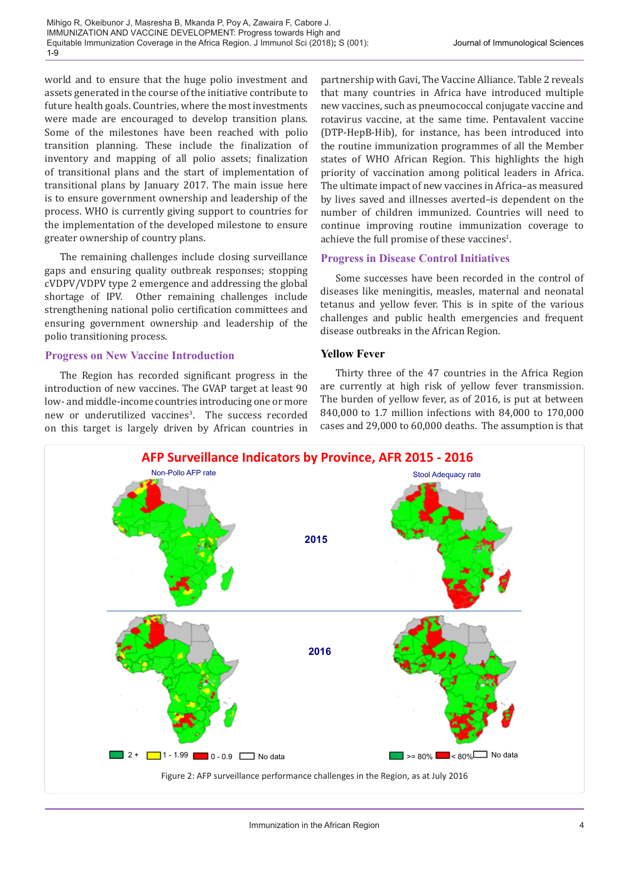world and to ensure that the huge polio investment and assets generated in the course of the initiative contribute to future health goals. Countries, where the most investments were made are encouraged to develop transition plans. Some of the milestones have been reached with polio transition planning. These include the finalization of inventory and mapping of all polio assets; finalization of transitional plans and the start of implementation of transitional plans by January 2017. The main issue here is to ensure government ownership and leadership of the process. WHO is currently giving support to countries for the implementation of the developed milestone to ensure greater ownership of country plans.

The remaining challenges include closing surveillance gaps and ensuring quality outbreak responses; stopping cVDPV/VDPV type 2 emergence and addressing the global shortage of IPV. Other remaining challenges include strengthening national polio certification committees and ensuring government ownership and leadership of the polio transitioning process.

## Progress on New Vaccine Introduction

The Region has recorded significant progress in the introduction of new vaccines. The GVAP target at least 90 low- and middle-income countries introducing one or more new or underutilized vaccines[3]. The success recorded on this target is largely driven by African countries in partnership with Gavi, The Vaccine Alliance. Table 2 reveals that many countries in Africa have introduced multiple new vaccines, such as pneumococcal conjugate vaccine and rotavirus vaccine, at the same time. Pentavalent vaccine (DTP-HepB-Hib), for instance, has been introduced into the routine immunization programmes of all the Member states of WHO African Region. This highlights the high priority of vaccination among political leaders in Africa. The ultimate impact of new vaccines in Africa–as measured by lives saved and illnesses averted–is dependent on the number of children immunized. Countries will need to continue improving routine immunization coverage to achieve the full promise of these vaccines[1].

## Progress in Disease Control Initiatives

Some successes have been recorded in the control of diseases like meningitis, measles, maternal and neonatal tetanus and yellow fever. This is in spite of the various challenges and public health emergencies and frequent disease outbreaks in the African Region.

### Yellow Fever

Thirty three of the 47 countries in the Africa Region are currently at high risk of yellow fever transmission. The burden of yellow fever, as of 2016, is put at between 840,000 to 1.7 million infections with 84,000 to 170,000 cases and 29,000 to 60,000 deaths. The assumption is that

Figure 2: AFP surveillance performance challenges in the Region, as at July 2016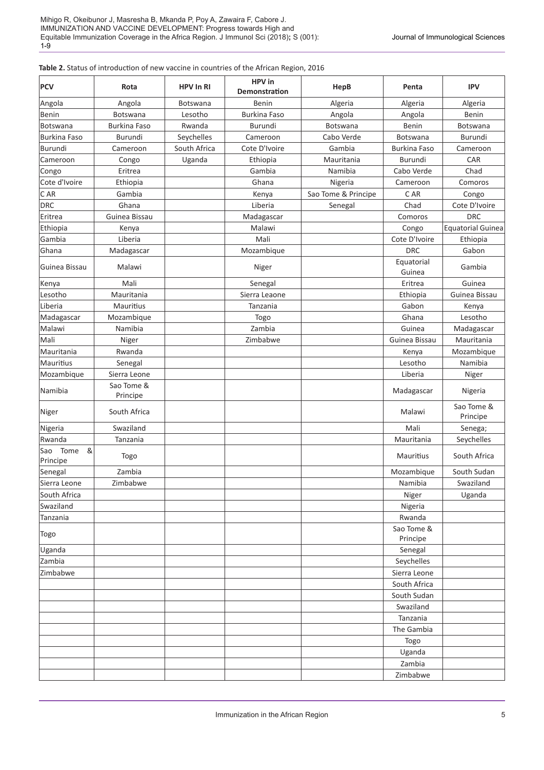**Table 2.** Status of introduction of new vaccine in countries of the African Region, 2016

| PCV | Rota | HPV In RI | HPV in Demonstration | HepB | Penta | IPV |
|---|---|---|---|---|---|---|
| Angola | Angola | Botswana | Benin | Algeria | Algeria | Algeria |
| Benin | Botswana | Lesotho | Burkina Faso | Angola | Angola | Benin |
| Botswana | Burkina Faso | Rwanda | Burundi | Botswana | Benin | Botswana |
| Burkina Faso | Burundi | Seychelles | Cameroon | Cabo Verde | Botswana | Burundi |
| Burundi | Cameroon | South Africa | Cote D'Ivoire | Gambia | Burkina Faso | Cameroon |
| Cameroon | Congo | Uganda | Ethiopia | Mauritania | Burundi | CAR |
| Congo | Eritrea | | Gambia | Namibia | Cabo Verde | Chad |
| Cote d'Ivoire | Ethiopia | | Ghana | Nigeria | Cameroon | Comoros |
| C AR | Gambia | | Kenya | Sao Tome & Principe | C AR | Congo |
| DRC | Ghana | | Liberia | Senegal | Chad | Cote D'Ivoire |
| Eritrea | Guinea Bissau | | Madagascar | | Comoros | DRC |
| Ethiopia | Kenya | | Malawi | | Congo | Equatorial Guinea |
| Gambia | Liberia | | Mali | | Cote D'Ivoire | Ethiopia |
| Ghana | Madagascar | | Mozambique | | DRC | Gabon |
| Guinea Bissau | Malawi | | Niger | | Equatorial Guinea | Gambia |
| Kenya | Mali | | Senegal | | Eritrea | Guinea |
| Lesotho | Mauritania | | Sierra Leaone | | Ethiopia | Guinea Bissau |
| Liberia | Mauritius | | Tanzania | | Gabon | Kenya |
| Madagascar | Mozambique | | Togo | | Ghana | Lesotho |
| Malawi | Namibia | | Zambia | | Guinea | Madagascar |
| Mali | Niger | | Zimbabwe | | Guinea Bissau | Mauritania |
| Mauritania | Rwanda | | | | Kenya | Mozambique |
| Mauritius | Senegal | | | | Lesotho | Namibia |
| Mozambique | Sierra Leone | | | | Liberia | Niger |
| Namibia | Sao Tome & Principe | | | | Madagascar | Nigeria |
| Niger | South Africa | | | | Malawi | Sao Tome & Principe |
| Nigeria | Swaziland | | | | Mali | Senega; |
| Rwanda | Tanzania | | | | Mauritania | Seychelles |
| Sao Tome & Principe | Togo | | | | Mauritius | South Africa |
| Senegal | Zambia | | | | Mozambique | South Sudan |
| Sierra Leone | Zimbabwe | | | | Namibia | Swaziland |
| South Africa | | | | | Niger | Uganda |
| Swaziland | | | | | Nigeria | |
| Tanzania | | | | | Rwanda | |
| Togo | | | | | Sao Tome & Principe | |
| Uganda | | | | | Senegal | |
| Zambia | | | | | Seychelles | |
| Zimbabwe | | | | | Sierra Leone | |
| | | | | | South Africa | |
| | | | | | South Sudan | |
| | | | | | Swaziland | |
| | | | | | Tanzania | |
| | | | | | The Gambia | |
| | | | | | Togo | |
| | | | | | Uganda | |
| | | | | | Zambia | |
| | | | | | Zimbabwe | |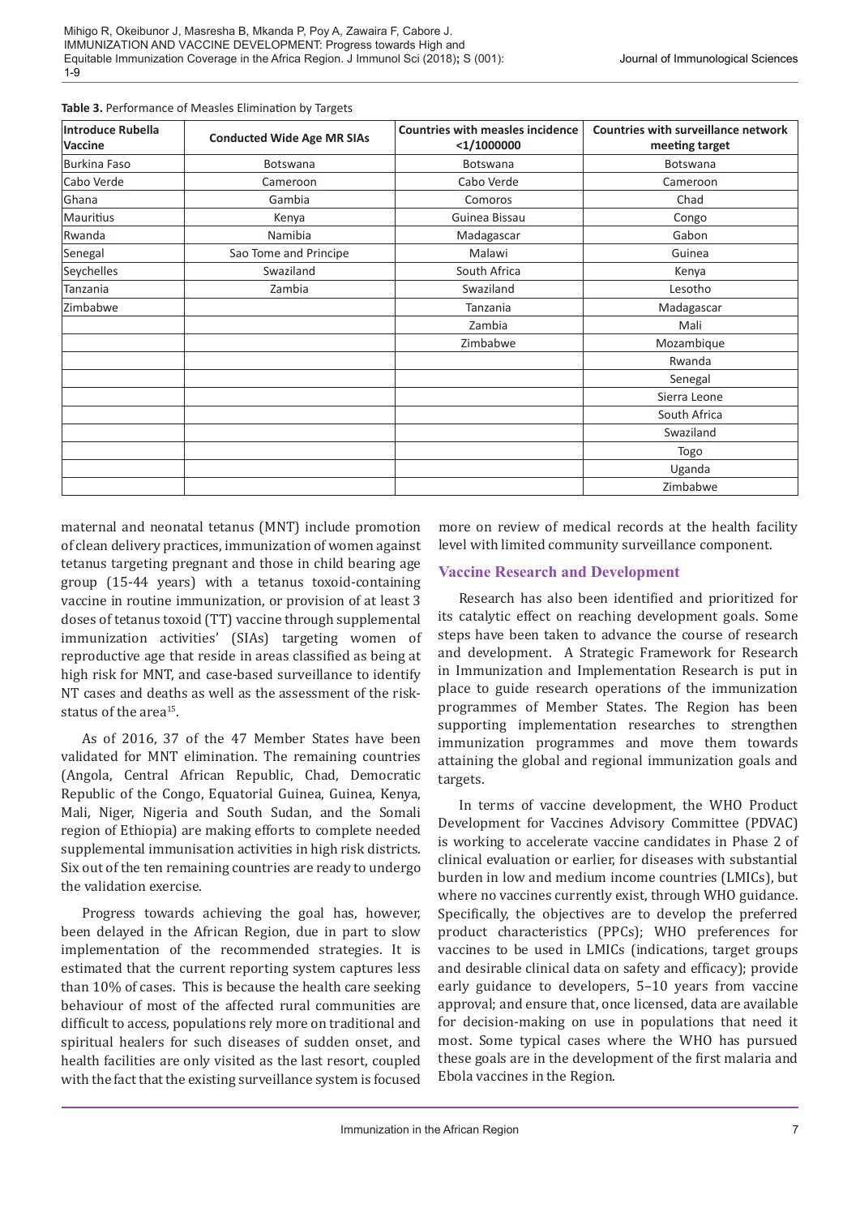**Table 3.** Performance of Measles Elimination by Targets

| Introduce Rubella Vaccine | Conducted Wide Age MR SIAs | Countries with measles incidence <1/1000000 | Countries with surveillance network meeting target |
|---|---|---|---|
| Burkina Faso | Botswana | Botswana | Botswana |
| Cabo Verde | Cameroon | Cabo Verde | Cameroon |
| Ghana | Gambia | Comoros | Chad |
| Mauritius | Kenya | Guinea Bissau | Congo |
| Rwanda | Namibia | Madagascar | Gabon |
| Senegal | Sao Tome and Principe | Malawi | Guinea |
| Seychelles | Swaziland | South Africa | Kenya |
| Tanzania | Zambia | Swaziland | Lesotho |
| Zimbabwe | | Tanzania | Madagascar |
| | | Zambia | Mali |
| | | Zimbabwe | Mozambique |
| | | | Rwanda |
| | | | Senegal |
| | | | Sierra Leone |
| | | | South Africa |
| | | | Swaziland |
| | | | Togo |
| | | | Uganda |
| | | | Zimbabwe |

maternal and neonatal tetanus (MNT) include promotion of clean delivery practices, immunization of women against tetanus targeting pregnant and those in child bearing age group (15-44 years) with a tetanus toxoid-containing vaccine in routine immunization, or provision of at least 3 doses of tetanus toxoid (TT) vaccine through supplemental immunization activities' (SIAs) targeting women of reproductive age that reside in areas classified as being at high risk for MNT, and case-based surveillance to identify NT cases and deaths as well as the assessment of the risk-status of the area[15].

As of 2016, 37 of the 47 Member States have been validated for MNT elimination. The remaining countries (Angola, Central African Republic, Chad, Democratic Republic of the Congo, Equatorial Guinea, Guinea, Kenya, Mali, Niger, Nigeria and South Sudan, and the Somali region of Ethiopia) are making efforts to complete needed supplemental immunisation activities in high risk districts. Six out of the ten remaining countries are ready to undergo the validation exercise.

Progress towards achieving the goal has, however, been delayed in the African Region, due in part to slow implementation of the recommended strategies. It is estimated that the current reporting system captures less than 10% of cases. This is because the health care seeking behaviour of most of the affected rural communities are difficult to access, populations rely more on traditional and spiritual healers for such diseases of sudden onset, and health facilities are only visited as the last resort, coupled with the fact that the existing surveillance system is focused more on review of medical records at the health facility level with limited community surveillance component.

## Vaccine Research and Development

Research has also been identified and prioritized for its catalytic effect on reaching development goals. Some steps have been taken to advance the course of research and development. A Strategic Framework for Research in Immunization and Implementation Research is put in place to guide research operations of the immunization programmes of Member States. The Region has been supporting implementation researches to strengthen immunization programmes and move them towards attaining the global and regional immunization goals and targets.

In terms of vaccine development, the WHO Product Development for Vaccines Advisory Committee (PDVAC) is working to accelerate vaccine candidates in Phase 2 of clinical evaluation or earlier, for diseases with substantial burden in low and medium income countries (LMICs), but where no vaccines currently exist, through WHO guidance. Specifically, the objectives are to develop the preferred product characteristics (PPCs); WHO preferences for vaccines to be used in LMICs (indications, target groups and desirable clinical data on safety and efficacy); provide early guidance to developers, 5–10 years from vaccine approval; and ensure that, once licensed, data are available for decision-making on use in populations that need it most. Some typical cases where the WHO has pursued these goals are in the development of the first malaria and Ebola vaccines in the Region.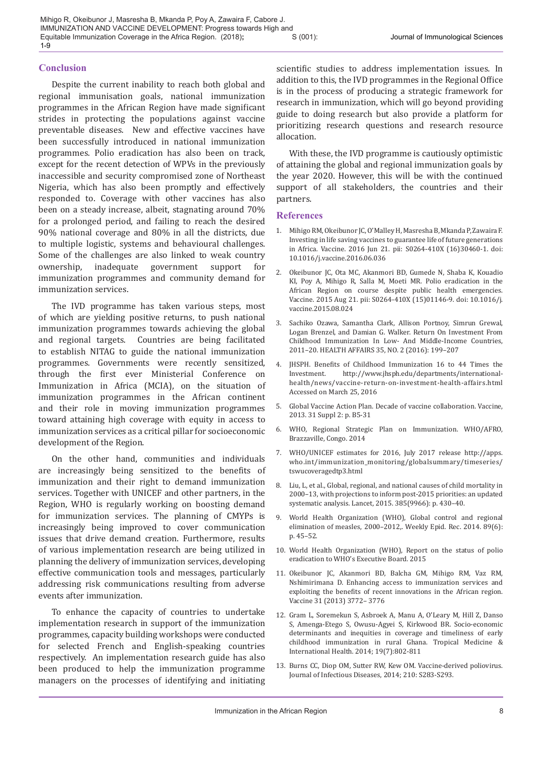## Conclusion

Despite the current inability to reach both global and regional immunisation goals, national immunization programmes in the African Region have made significant strides in protecting the populations against vaccine preventable diseases. New and effective vaccines have been successfully introduced in national immunization programmes. Polio eradication has also been on track, except for the recent detection of WPVs in the previously inaccessible and security compromised zone of Northeast Nigeria, which has also been promptly and effectively responded to. Coverage with other vaccines has also been on a steady increase, albeit, stagnating around 70% for a prolonged period, and failing to reach the desired 90% national coverage and 80% in all the districts, due to multiple logistic, systems and behavioural challenges. Some of the challenges are also linked to weak country ownership, inadequate government support for immunization programmes and community demand for immunization services.

The IVD programme has taken various steps, most of which are yielding positive returns, to push national immunization programmes towards achieving the global and regional targets. Countries are being facilitated to establish NITAG to guide the national immunization programmes. Governments were recently sensitized, through the first ever Ministerial Conference on Immunization in Africa (MCIA), on the situation of immunization programmes in the African continent and their role in moving immunization programmes toward attaining high coverage with equity in access to immunization services as a critical pillar for socioeconomic development of the Region.

On the other hand, communities and individuals are increasingly being sensitized to the benefits of immunization and their right to demand immunization services. Together with UNICEF and other partners, in the Region, WHO is regularly working on boosting demand for immunization services. The planning of CMYPs is increasingly being improved to cover communication issues that drive demand creation. Furthermore, results of various implementation research are being utilized in planning the delivery of immunization services, developing effective communication tools and messages, particularly addressing risk communications resulting from adverse events after immunization.

To enhance the capacity of countries to undertake implementation research in support of the immunization programmes, capacity building workshops were conducted for selected French and English-speaking countries respectively. An implementation research guide has also been produced to help the immunization programme managers on the processes of identifying and initiating scientific studies to address implementation issues. In addition to this, the IVD programmes in the Regional Office is in the process of producing a strategic framework for research in immunization, which will go beyond providing guide to doing research but also provide a platform for prioritizing research questions and research resource allocation.

With these, the IVD programme is cautiously optimistic of attaining the global and regional immunization goals by the year 2020. However, this will be with the continued support of all stakeholders, the countries and their partners.

## References

1. Mihigo RM, Okeibunor JC, O'Malley H, Masresha B, Mkanda P, Zawaira F. Investing in life saving vaccines to guarantee life of future generations in Africa. Vaccine. 2016 Jun 21. pii: S0264-410X (16)30460-1. doi: 10.1016/j.vaccine.2016.06.036
2. Okeibunor JC, Ota MC, Akanmori BD, Gumede N, Shaba K, Kouadio KI, Poy A, Mihigo R, Salla M, Moeti MR. Polio eradication in the African Region on course despite public health emergencies. Vaccine. 2015 Aug 21. pii: S0264-410X (15)01146-9. doi: 10.1016/j.vaccine.2015.08.024
3. Sachiko Ozawa, Samantha Clark, Allison Portnoy, Simrun Grewal, Logan Brenzel, and Damian G. Walker. Return On Investment From Childhood Immunization In Low- And Middle-Income Countries, 2011–20. HEALTH AFFAIRS 35, NO. 2 (2016): 199–207
4. JHSPH. Benefits of Childhood Immunization 16 to 44 Times the Investment. http://www.jhsph.edu/departments/international-health/news/vaccine-return-on-investment-health-affairs.html Accessed on March 25, 2016
5. Global Vaccine Action Plan. Decade of vaccine collaboration. Vaccine, 2013. 31 Suppl 2: p. B5-31
6. WHO, Regional Strategic Plan on Immunization. WHO/AFRO, Brazzaville, Congo. 2014
7. WHO/UNICEF estimates for 2016, July 2017 release http://apps.who.int/immunization_monitoring/globalsummary/timeseries/tswucoveragedtp3.html
8. Liu, L, et al., Global, regional, and national causes of child mortality in 2000–13, with projections to inform post-2015 priorities: an updated systematic analysis. Lancet, 2015. 385(9966): p. 430–40.
9. World Health Organization (WHO), Global control and regional elimination of measles, 2000–2012,. Weekly Epid. Rec. 2014. 89(6): p. 45–52.
10. World Health Organization (WHO), Report on the status of polio eradication to WHO's Executive Board. 2015
11. Okeibunor JC, Akanmori BD, Balcha GM, Mihigo RM, Vaz RM, Nshimirimana D. Enhancing access to immunization services and exploiting the benefits of recent innovations in the African region. Vaccine 31 (2013) 3772– 3776
12. Gram L, Soremekun S, Asbroek A, Manu A, O'Leary M, Hill Z, Danso S, Amenga-Etego S, Owusu-Agyei S, Kirkwood BR. Socio-economic determinants and inequities in coverage and timeliness of early childhood immunization in rural Ghana. Tropical Medicine & International Health. 2014; 19(7):802-811
13. Burns CC, Diop OM, Sutter RW, Kew OM. Vaccine-derived poliovirus. Journal of Infectious Diseases, 2014; 210: S283-S293.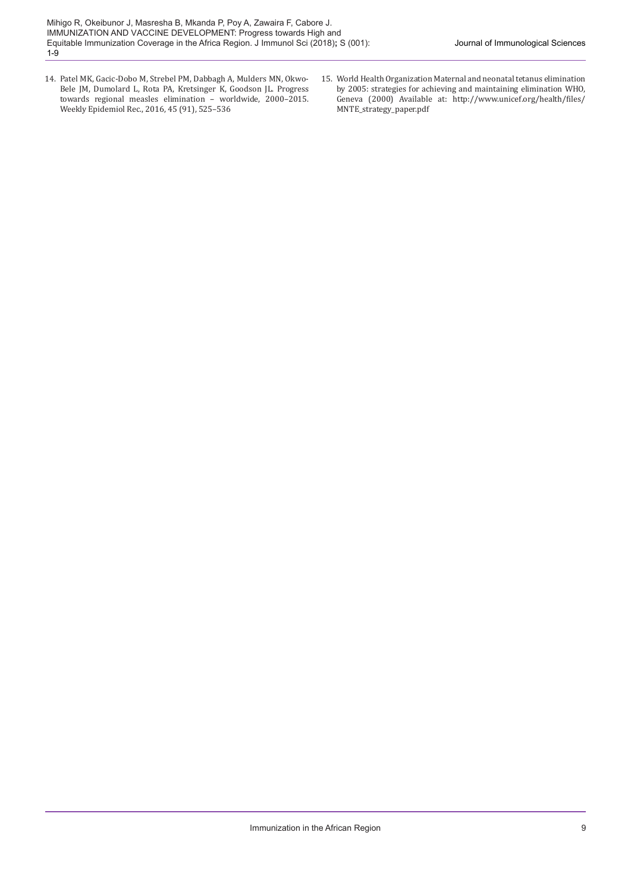14. Patel MK, Gacic-Dobo M, Strebel PM, Dabbagh A, Mulders MN, Okwo-Bele JM, Dumolard L, Rota PA, Kretsinger K, Goodson JL. Progress towards regional measles elimination – worldwide, 2000–2015. Weekly Epidemiol Rec., 2016, 45 (91), 525–536

15. World Health Organization Maternal and neonatal tetanus elimination by 2005: strategies for achieving and maintaining elimination WHO, Geneva (2000) Available at: http://www.unicef.org/health/files/MNTE_strategy_paper.pdf